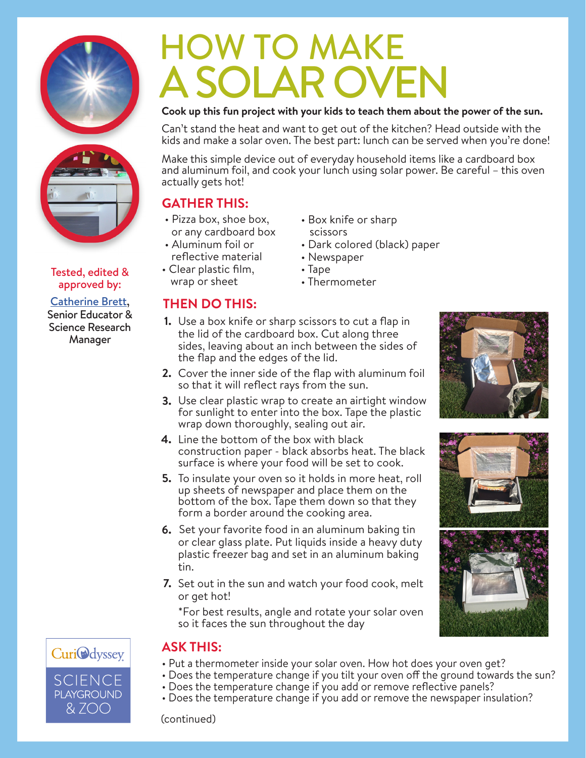# HOW TO MAKE A SOLAR OVEN

**Cook up this fun project with your kids to teach them about the power of the sun.**

Can't stand the heat and want to get out of the kitchen? Head outside with the kids and make a solar oven. The best part: lunch can be served when you're done!

Make this simple device out of everyday household items like a cardboard box and aluminum foil, and cook your lunch using solar power. Be careful – this oven actually gets hot!

Tested, edited & approved by:

Catherine Brett, Senior Educator & Science Research Manager

## GATHER THIS:

- Pizza box, shoe box, or any cardboard box
- Aluminum foil or reflective material
- Clear plastic film, wrap or sheet
- Box knife or sharp scissors
- Dark colored (black) paper
- Newspaper
- Tape
- Thermometer

## THEN DO THIS:

1. Use a box knife or sharp scissors to cut a flap in the lid of the cardboard box. Cut along three sides, leaving about an inch between the sides of the flap and the edges of the lid.
2. Cover the inner side of the flap with aluminum foil so that it will reflect rays from the sun.
3. Use clear plastic wrap to create an airtight window for sunlight to enter into the box. Tape the plastic wrap down thoroughly, sealing out air.
4. Line the bottom of the box with black construction paper - black absorbs heat. The black surface is where your food will be set to cook.
5. To insulate your oven so it holds in more heat, roll up sheets of newspaper and place them on the bottom of the box. Tape them down so that they form a border around the cooking area.
6. Set your favorite food in an aluminum baking tin or clear glass plate. Put liquids inside a heavy duty plastic freezer bag and set in an aluminum baking tin.
7. Set out in the sun and watch your food cook, melt or get hot!

   *For best results, angle and rotate your solar oven so it faces the sun throughout the day

## ASK THIS:

- Put a thermometer inside your solar oven. How hot does your oven get?
- Does the temperature change if you tilt your oven off the ground towards the sun?
- Does the temperature change if you add or remove reflective panels?
- Does the temperature change if you add or remove the newspaper insulation?

(continued)

CuriOdyssey SCIENCE PLAYGROUND & ZOO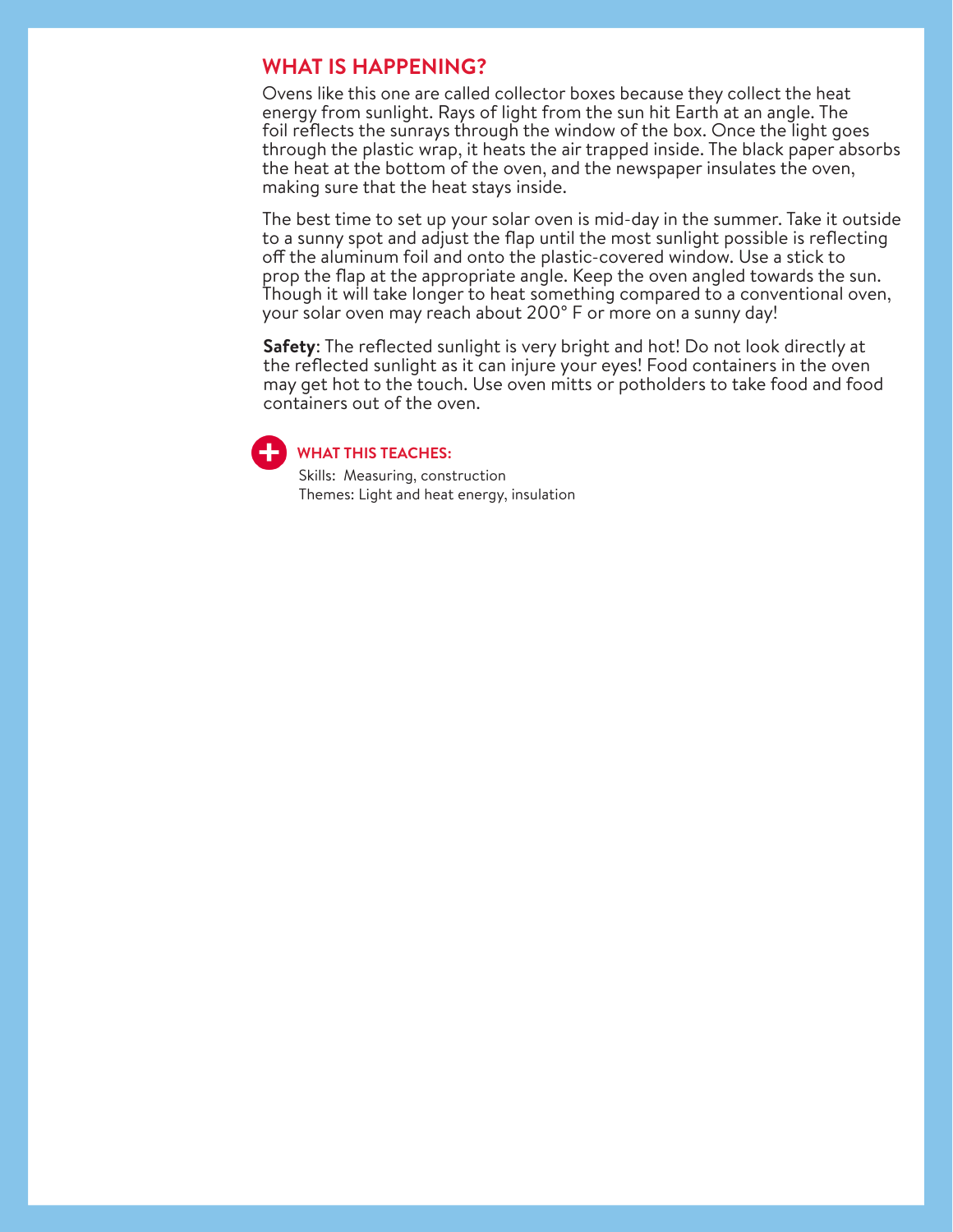## WHAT IS HAPPENING?

Ovens like this one are called collector boxes because they collect the heat energy from sunlight. Rays of light from the sun hit Earth at an angle. The foil reflects the sunrays through the window of the box. Once the light goes through the plastic wrap, it heats the air trapped inside. The black paper absorbs the heat at the bottom of the oven, and the newspaper insulates the oven, making sure that the heat stays inside.

The best time to set up your solar oven is mid-day in the summer. Take it outside to a sunny spot and adjust the flap until the most sunlight possible is reflecting off the aluminum foil and onto the plastic-covered window. Use a stick to prop the flap at the appropriate angle. Keep the oven angled towards the sun. Though it will take longer to heat something compared to a conventional oven, your solar oven may reach about 200° F or more on a sunny day!

**Safety**: The reflected sunlight is very bright and hot! Do not look directly at the reflected sunlight as it can injure your eyes! Food containers in the oven may get hot to the touch. Use oven mitts or potholders to take food and food containers out of the oven.

### WHAT THIS TEACHES:

Skills: Measuring, construction
Themes: Light and heat energy, insulation